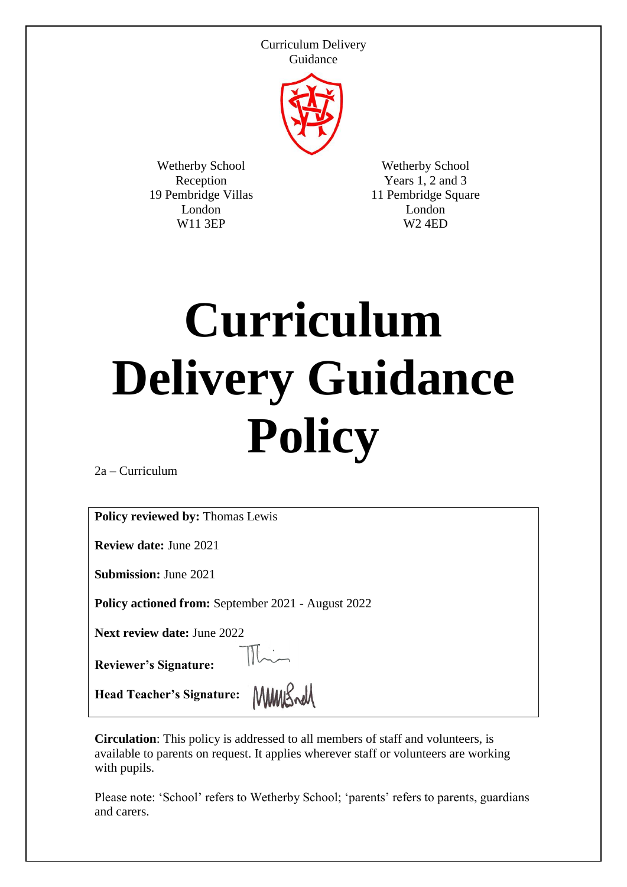Curriculum Delivery Guidance

Wetherby School
Reception
19 Pembridge Villas
London
W11 3EP

Wetherby School
Years 1, 2 and 3
11 Pembridge Square
London
W2 4ED

# Curriculum Delivery Guidance Policy

2a – Curriculum

**Policy reviewed by:** Thomas Lewis

**Review date:** June 2021

**Submission:** June 2021

**Policy actioned from:** September 2021 - August 2022

**Next review date:** June 2022

**Reviewer's Signature:**

**Head Teacher's Signature:**

**Circulation**: This policy is addressed to all members of staff and volunteers, is available to parents on request. It applies wherever staff or volunteers are working with pupils.

Please note: 'School' refers to Wetherby School; 'parents' refers to parents, guardians and carers.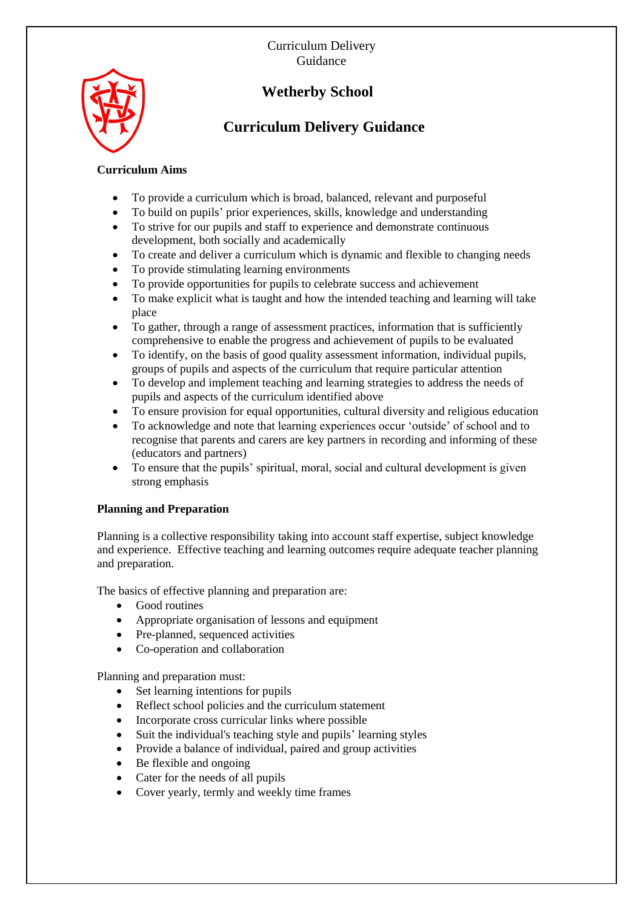# Wetherby School

## Curriculum Delivery Guidance

**Curriculum Aims**

- To provide a curriculum which is broad, balanced, relevant and purposeful
- To build on pupils' prior experiences, skills, knowledge and understanding
- To strive for our pupils and staff to experience and demonstrate continuous development, both socially and academically
- To create and deliver a curriculum which is dynamic and flexible to changing needs
- To provide stimulating learning environments
- To provide opportunities for pupils to celebrate success and achievement
- To make explicit what is taught and how the intended teaching and learning will take place
- To gather, through a range of assessment practices, information that is sufficiently comprehensive to enable the progress and achievement of pupils to be evaluated
- To identify, on the basis of good quality assessment information, individual pupils, groups of pupils and aspects of the curriculum that require particular attention
- To develop and implement teaching and learning strategies to address the needs of pupils and aspects of the curriculum identified above
- To ensure provision for equal opportunities, cultural diversity and religious education
- To acknowledge and note that learning experiences occur 'outside' of school and to recognise that parents and carers are key partners in recording and informing of these (educators and partners)
- To ensure that the pupils' spiritual, moral, social and cultural development is given strong emphasis

**Planning and Preparation**

Planning is a collective responsibility taking into account staff expertise, subject knowledge and experience. Effective teaching and learning outcomes require adequate teacher planning and preparation.

The basics of effective planning and preparation are:

- Good routines
- Appropriate organisation of lessons and equipment
- Pre-planned, sequenced activities
- Co-operation and collaboration

Planning and preparation must:

- Set learning intentions for pupils
- Reflect school policies and the curriculum statement
- Incorporate cross curricular links where possible
- Suit the individual's teaching style and pupils' learning styles
- Provide a balance of individual, paired and group activities
- Be flexible and ongoing
- Cater for the needs of all pupils
- Cover yearly, termly and weekly time frames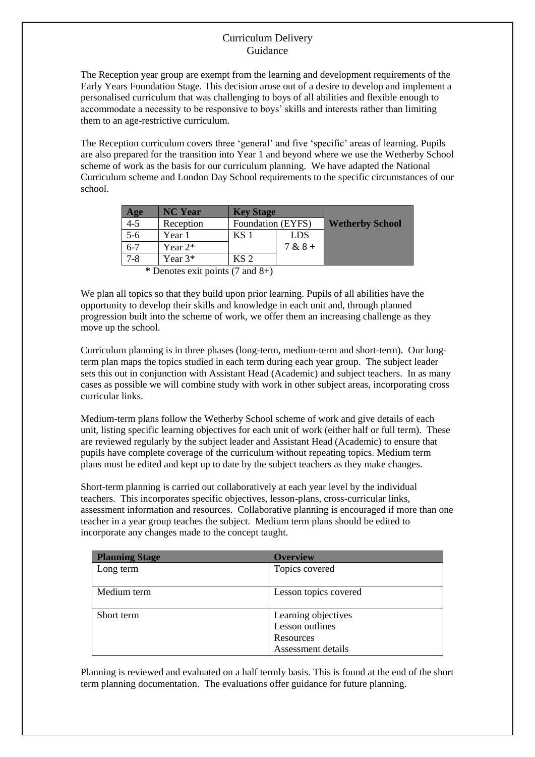# Curriculum Delivery
## Guidance

The Reception year group are exempt from the learning and development requirements of the Early Years Foundation Stage. This decision arose out of a desire to develop and implement a personalised curriculum that was challenging to boys of all abilities and flexible enough to accommodate a necessity to be responsive to boys' skills and interests rather than limiting them to an age-restrictive curriculum.

The Reception curriculum covers three 'general' and five 'specific' areas of learning. Pupils are also prepared for the transition into Year 1 and beyond where we use the Wetherby School scheme of work as the basis for our curriculum planning. We have adapted the National Curriculum scheme and London Day School requirements to the specific circumstances of our school.

| Age | NC Year | Key Stage | | Wetherby School |
|---|---|---|---|---|
| 4-5 | Reception | Foundation (EYFS) | | |
| 5-6 | Year 1 | KS 1 | LDS 7 & 8 + | |
| 6-7 | Year 2* | | | |
| 7-8 | Year 3* | KS 2 | | |

**\*** Denotes exit points (7 and 8+)

We plan all topics so that they build upon prior learning. Pupils of all abilities have the opportunity to develop their skills and knowledge in each unit and, through planned progression built into the scheme of work, we offer them an increasing challenge as they move up the school.

Curriculum planning is in three phases (long-term, medium-term and short-term). Our long-term plan maps the topics studied in each term during each year group. The subject leader sets this out in conjunction with Assistant Head (Academic) and subject teachers. In as many cases as possible we will combine study with work in other subject areas, incorporating cross curricular links.

Medium-term plans follow the Wetherby School scheme of work and give details of each unit, listing specific learning objectives for each unit of work (either half or full term). These are reviewed regularly by the subject leader and Assistant Head (Academic) to ensure that pupils have complete coverage of the curriculum without repeating topics. Medium term plans must be edited and kept up to date by the subject teachers as they make changes.

Short-term planning is carried out collaboratively at each year level by the individual teachers. This incorporates specific objectives, lesson-plans, cross-curricular links, assessment information and resources. Collaborative planning is encouraged if more than one teacher in a year group teaches the subject. Medium term plans should be edited to incorporate any changes made to the concept taught.

| Planning Stage | Overview |
|---|---|
| Long term | Topics covered |
| Medium term | Lesson topics covered |
| Short term | Learning objectives<br>Lesson outlines<br>Resources<br>Assessment details |

Planning is reviewed and evaluated on a half termly basis. This is found at the end of the short term planning documentation. The evaluations offer guidance for future planning.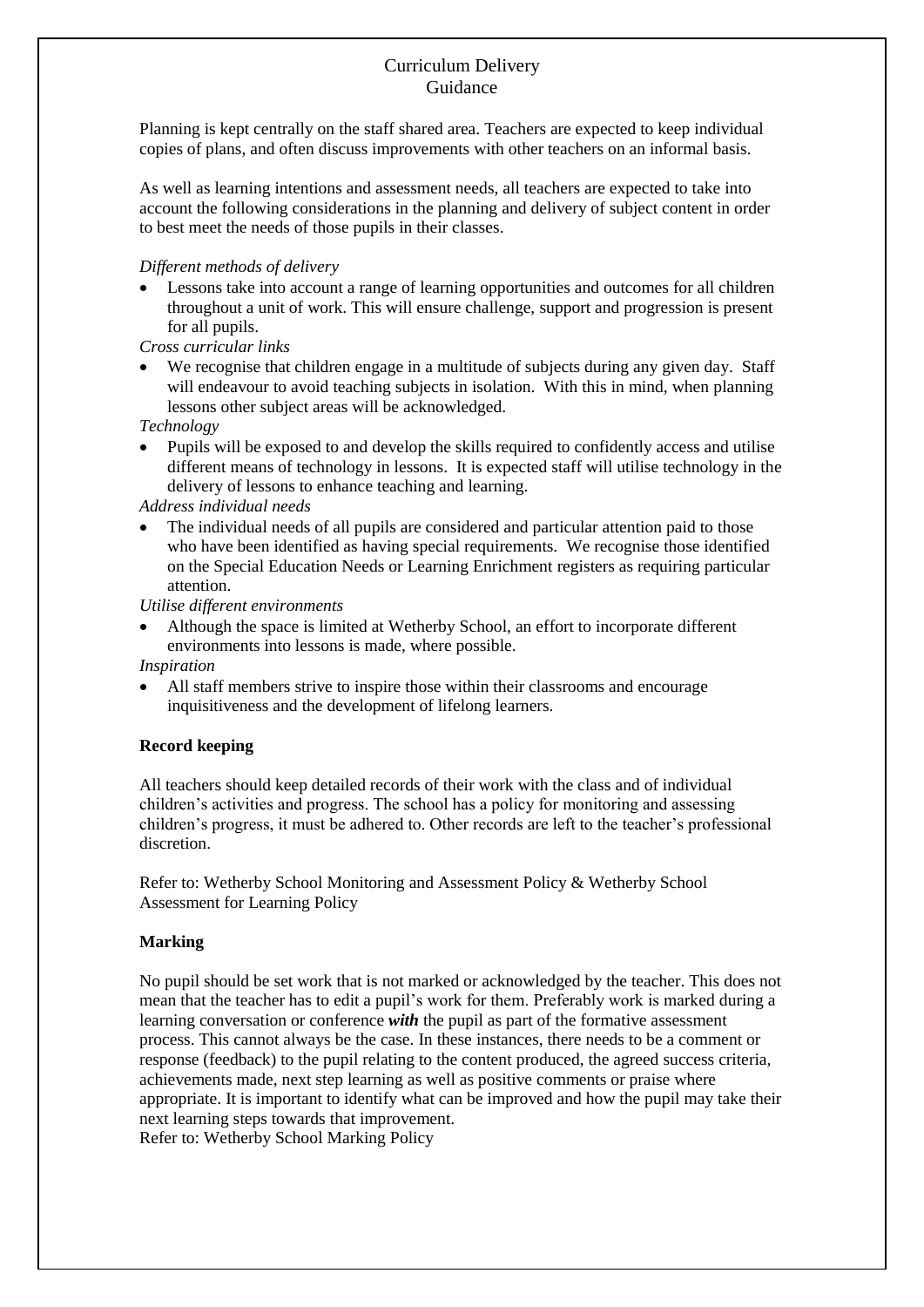# Curriculum Delivery
## Guidance

Planning is kept centrally on the staff shared area. Teachers are expected to keep individual copies of plans, and often discuss improvements with other teachers on an informal basis.

As well as learning intentions and assessment needs, all teachers are expected to take into account the following considerations in the planning and delivery of subject content in order to best meet the needs of those pupils in their classes.

*Different methods of delivery*

- Lessons take into account a range of learning opportunities and outcomes for all children throughout a unit of work. This will ensure challenge, support and progression is present for all pupils.

*Cross curricular links*

- We recognise that children engage in a multitude of subjects during any given day. Staff will endeavour to avoid teaching subjects in isolation. With this in mind, when planning lessons other subject areas will be acknowledged.

*Technology*

- Pupils will be exposed to and develop the skills required to confidently access and utilise different means of technology in lessons. It is expected staff will utilise technology in the delivery of lessons to enhance teaching and learning.

*Address individual needs*

- The individual needs of all pupils are considered and particular attention paid to those who have been identified as having special requirements. We recognise those identified on the Special Education Needs or Learning Enrichment registers as requiring particular attention.

*Utilise different environments*

- Although the space is limited at Wetherby School, an effort to incorporate different environments into lessons is made, where possible.

*Inspiration*

- All staff members strive to inspire those within their classrooms and encourage inquisitiveness and the development of lifelong learners.

**Record keeping**

All teachers should keep detailed records of their work with the class and of individual children's activities and progress. The school has a policy for monitoring and assessing children's progress, it must be adhered to. Other records are left to the teacher's professional discretion.

Refer to: Wetherby School Monitoring and Assessment Policy & Wetherby School Assessment for Learning Policy

**Marking**

No pupil should be set work that is not marked or acknowledged by the teacher. This does not mean that the teacher has to edit a pupil's work for them. Preferably work is marked during a learning conversation or conference ***with*** the pupil as part of the formative assessment process. This cannot always be the case. In these instances, there needs to be a comment or response (feedback) to the pupil relating to the content produced, the agreed success criteria, achievements made, next step learning as well as positive comments or praise where appropriate. It is important to identify what can be improved and how the pupil may take their next learning steps towards that improvement.
Refer to: Wetherby School Marking Policy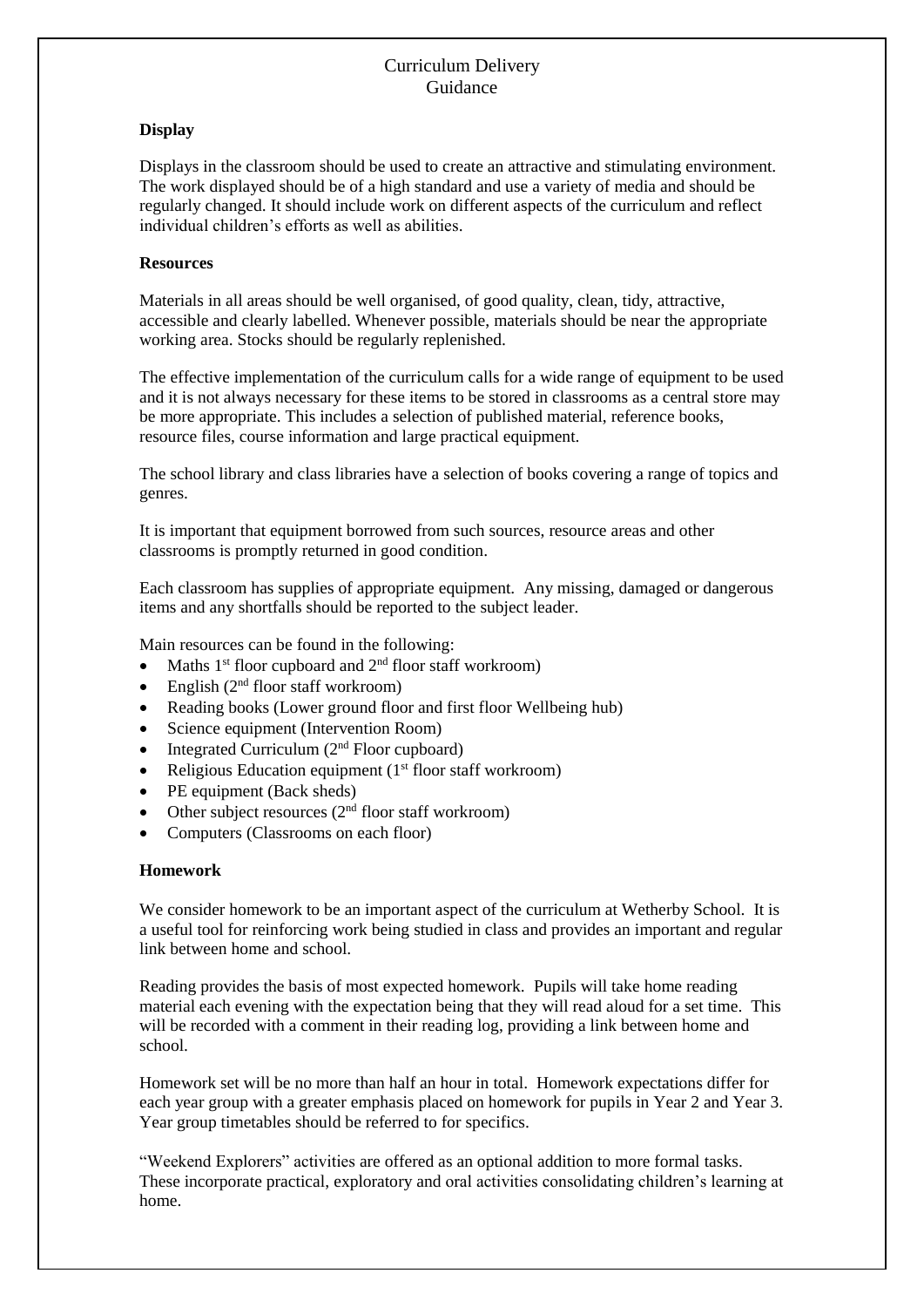# Curriculum Delivery
# Guidance

**Display**

Displays in the classroom should be used to create an attractive and stimulating environment. The work displayed should be of a high standard and use a variety of media and should be regularly changed. It should include work on different aspects of the curriculum and reflect individual children's efforts as well as abilities.

**Resources**

Materials in all areas should be well organised, of good quality, clean, tidy, attractive, accessible and clearly labelled. Whenever possible, materials should be near the appropriate working area. Stocks should be regularly replenished.

The effective implementation of the curriculum calls for a wide range of equipment to be used and it is not always necessary for these items to be stored in classrooms as a central store may be more appropriate. This includes a selection of published material, reference books, resource files, course information and large practical equipment.

The school library and class libraries have a selection of books covering a range of topics and genres.

It is important that equipment borrowed from such sources, resource areas and other classrooms is promptly returned in good condition.

Each classroom has supplies of appropriate equipment. Any missing, damaged or dangerous items and any shortfalls should be reported to the subject leader.

Main resources can be found in the following:

- Maths 1st floor cupboard and 2nd floor staff workroom)
- English (2nd floor staff workroom)
- Reading books (Lower ground floor and first floor Wellbeing hub)
- Science equipment (Intervention Room)
- Integrated Curriculum (2nd Floor cupboard)
- Religious Education equipment (1st floor staff workroom)
- PE equipment (Back sheds)
- Other subject resources (2nd floor staff workroom)
- Computers (Classrooms on each floor)

**Homework**

We consider homework to be an important aspect of the curriculum at Wetherby School. It is a useful tool for reinforcing work being studied in class and provides an important and regular link between home and school.

Reading provides the basis of most expected homework. Pupils will take home reading material each evening with the expectation being that they will read aloud for a set time. This will be recorded with a comment in their reading log, providing a link between home and school.

Homework set will be no more than half an hour in total. Homework expectations differ for each year group with a greater emphasis placed on homework for pupils in Year 2 and Year 3. Year group timetables should be referred to for specifics.

"Weekend Explorers" activities are offered as an optional addition to more formal tasks. These incorporate practical, exploratory and oral activities consolidating children's learning at home.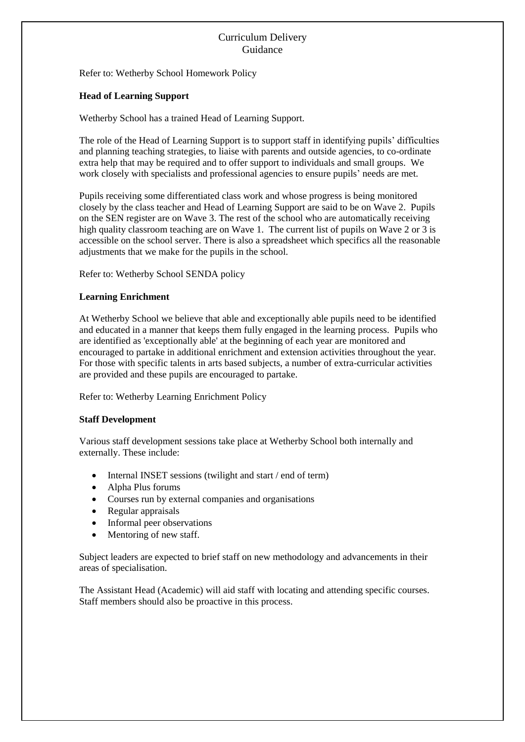Refer to: Wetherby School Homework Policy

**Head of Learning Support**

Wetherby School has a trained Head of Learning Support.

The role of the Head of Learning Support is to support staff in identifying pupils' difficulties and planning teaching strategies, to liaise with parents and outside agencies, to co-ordinate extra help that may be required and to offer support to individuals and small groups. We work closely with specialists and professional agencies to ensure pupils' needs are met.

Pupils receiving some differentiated class work and whose progress is being monitored closely by the class teacher and Head of Learning Support are said to be on Wave 2. Pupils on the SEN register are on Wave 3. The rest of the school who are automatically receiving high quality classroom teaching are on Wave 1. The current list of pupils on Wave 2 or 3 is accessible on the school server. There is also a spreadsheet which specifics all the reasonable adjustments that we make for the pupils in the school.

Refer to: Wetherby School SENDA policy

**Learning Enrichment**

At Wetherby School we believe that able and exceptionally able pupils need to be identified and educated in a manner that keeps them fully engaged in the learning process. Pupils who are identified as 'exceptionally able' at the beginning of each year are monitored and encouraged to partake in additional enrichment and extension activities throughout the year. For those with specific talents in arts based subjects, a number of extra-curricular activities are provided and these pupils are encouraged to partake.

Refer to: Wetherby Learning Enrichment Policy

**Staff Development**

Various staff development sessions take place at Wetherby School both internally and externally. These include:

- Internal INSET sessions (twilight and start / end of term)
- Alpha Plus forums
- Courses run by external companies and organisations
- Regular appraisals
- Informal peer observations
- Mentoring of new staff.

Subject leaders are expected to brief staff on new methodology and advancements in their areas of specialisation.

The Assistant Head (Academic) will aid staff with locating and attending specific courses. Staff members should also be proactive in this process.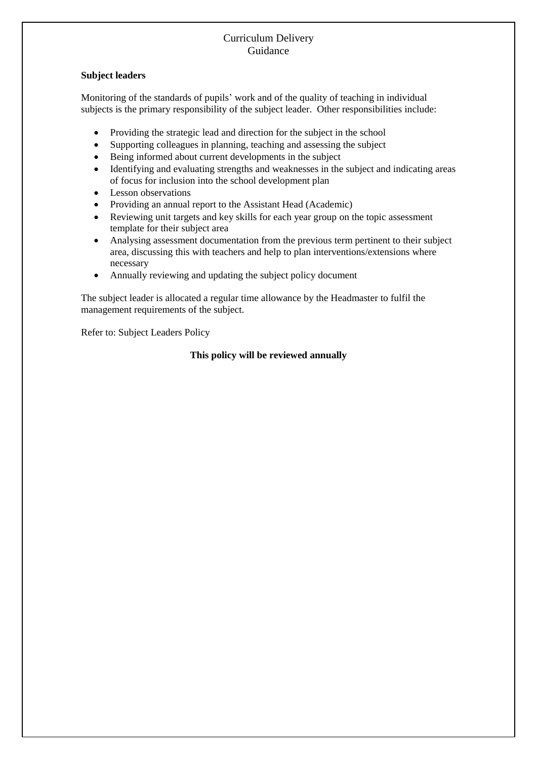Curriculum Delivery
Guidance

**Subject leaders**

Monitoring of the standards of pupils' work and of the quality of teaching in individual subjects is the primary responsibility of the subject leader. Other responsibilities include:

- Providing the strategic lead and direction for the subject in the school
- Supporting colleagues in planning, teaching and assessing the subject
- Being informed about current developments in the subject
- Identifying and evaluating strengths and weaknesses in the subject and indicating areas of focus for inclusion into the school development plan
- Lesson observations
- Providing an annual report to the Assistant Head (Academic)
- Reviewing unit targets and key skills for each year group on the topic assessment template for their subject area
- Analysing assessment documentation from the previous term pertinent to their subject area, discussing this with teachers and help to plan interventions/extensions where necessary
- Annually reviewing and updating the subject policy document

The subject leader is allocated a regular time allowance by the Headmaster to fulfil the management requirements of the subject.

Refer to: Subject Leaders Policy

**This policy will be reviewed annually**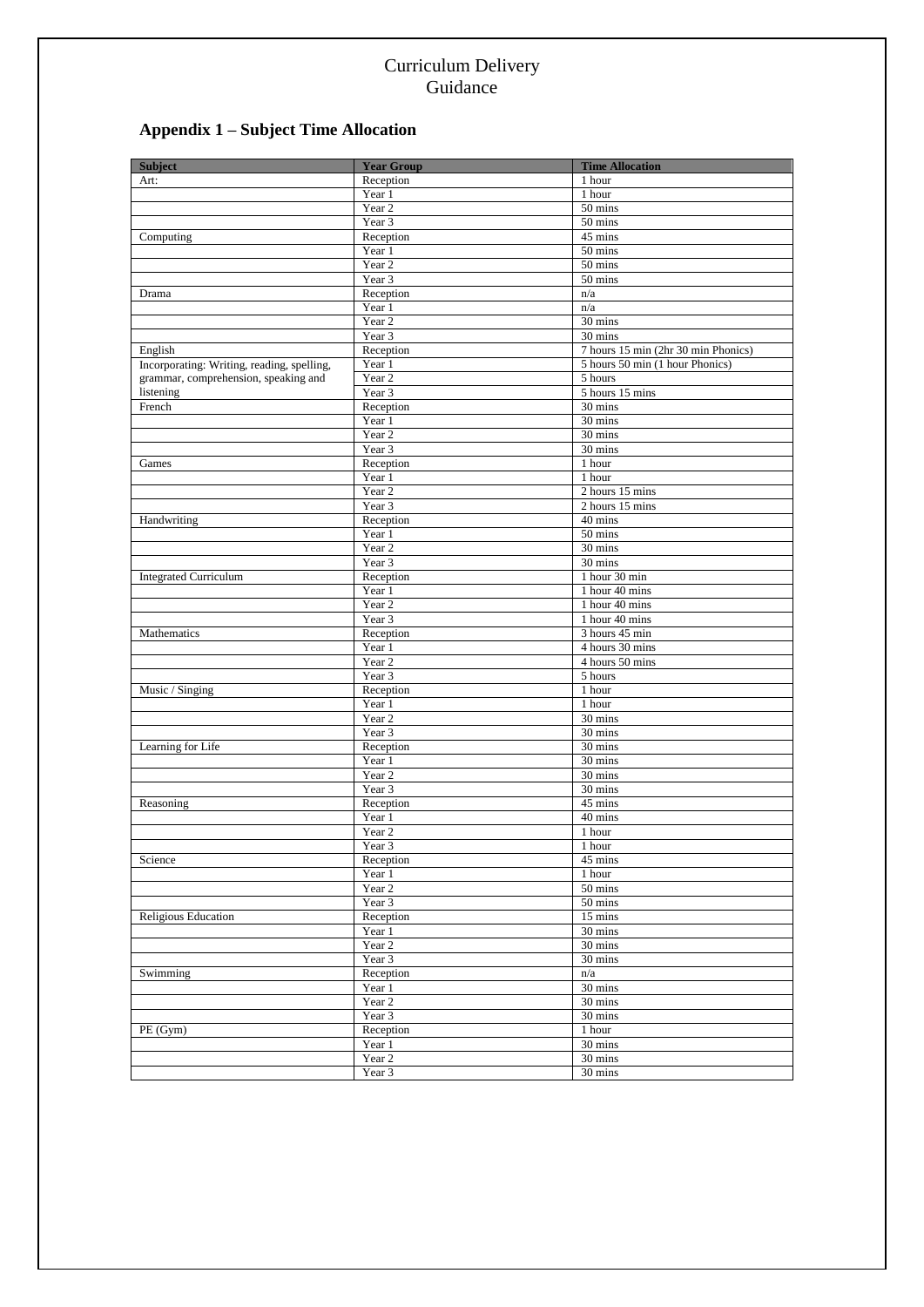Curriculum Delivery Guidance

## Appendix 1 – Subject Time Allocation

| Subject | Year Group | Time Allocation |
|---|---|---|
| Art: | Reception | 1 hour |
| | Year 1 | 1 hour |
| | Year 2 | 50 mins |
| | Year 3 | 50 mins |
| Computing | Reception | 45 mins |
| | Year 1 | 50 mins |
| | Year 2 | 50 mins |
| | Year 3 | 50 mins |
| Drama | Reception | n/a |
| | Year 1 | n/a |
| | Year 2 | 30 mins |
| | Year 3 | 30 mins |
| English | Reception | 7 hours 15 min (2hr 30 min Phonics) |
| Incorporating: Writing, reading, spelling, | Year 1 | 5 hours 50 min (1 hour Phonics) |
| grammar, comprehension, speaking and | Year 2 | 5 hours |
| listening | Year 3 | 5 hours 15 mins |
| French | Reception | 30 mins |
| | Year 1 | 30 mins |
| | Year 2 | 30 mins |
| | Year 3 | 30 mins |
| Games | Reception | 1 hour |
| | Year 1 | 1 hour |
| | Year 2 | 2 hours 15 mins |
| | Year 3 | 2 hours 15 mins |
| Handwriting | Reception | 40 mins |
| | Year 1 | 50 mins |
| | Year 2 | 30 mins |
| | Year 3 | 30 mins |
| Integrated Curriculum | Reception | 1 hour 30 min |
| | Year 1 | 1 hour 40 mins |
| | Year 2 | 1 hour 40 mins |
| | Year 3 | 1 hour 40 mins |
| Mathematics | Reception | 3 hours 45 min |
| | Year 1 | 4 hours 30 mins |
| | Year 2 | 4 hours 50 mins |
| | Year 3 | 5 hours |
| Music / Singing | Reception | 1 hour |
| | Year 1 | 1 hour |
| | Year 2 | 30 mins |
| | Year 3 | 30 mins |
| Learning for Life | Reception | 30 mins |
| | Year 1 | 30 mins |
| | Year 2 | 30 mins |
| | Year 3 | 30 mins |
| Reasoning | Reception | 45 mins |
| | Year 1 | 40 mins |
| | Year 2 | 1 hour |
| | Year 3 | 1 hour |
| Science | Reception | 45 mins |
| | Year 1 | 1 hour |
| | Year 2 | 50 mins |
| | Year 3 | 50 mins |
| Religious Education | Reception | 15 mins |
| | Year 1 | 30 mins |
| | Year 2 | 30 mins |
| | Year 3 | 30 mins |
| Swimming | Reception | n/a |
| | Year 1 | 30 mins |
| | Year 2 | 30 mins |
| | Year 3 | 30 mins |
| PE (Gym) | Reception | 1 hour |
| | Year 1 | 30 mins |
| | Year 2 | 30 mins |
| | Year 3 | 30 mins |